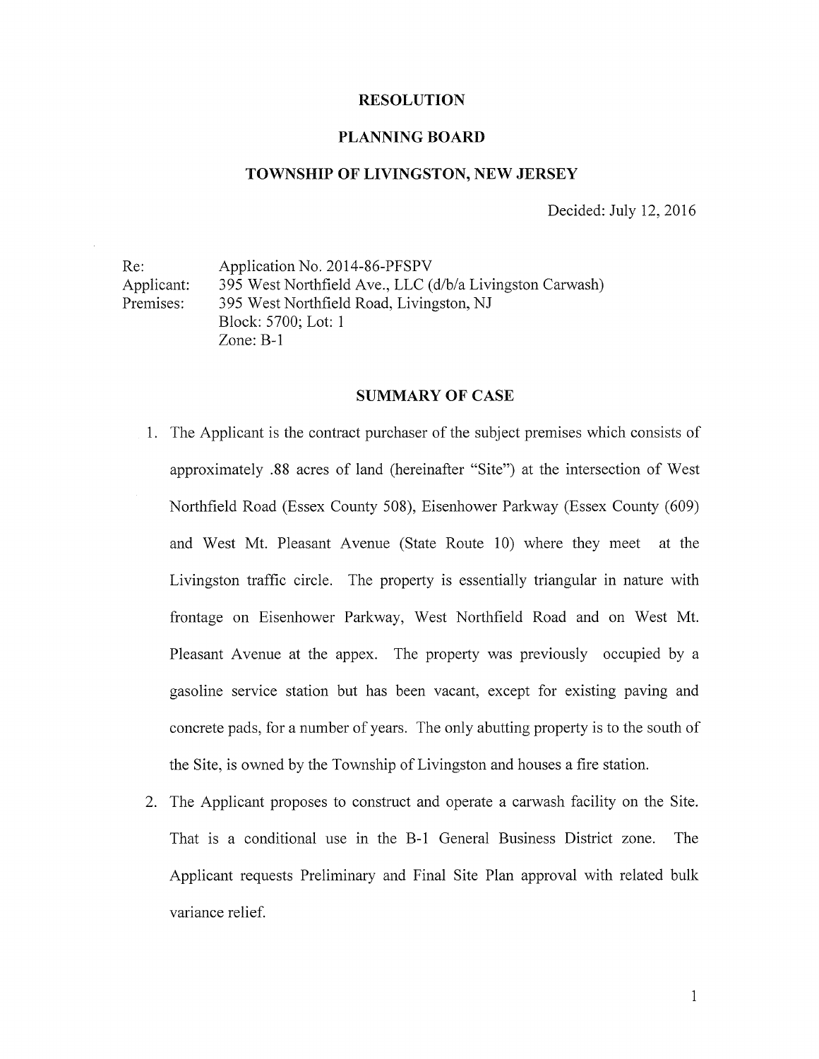# RESOLUTION

## PLANNING BOARD

## TOWNSHIP OF LIVINGSTON, NEW JERSEY

Decided: July 12, 2016

Re: Application No. 2014-86-PFSPV
Applicant: 395 West Northfield Ave., LLC (d/b/a Livingston Carwash)
Premises: 395 West Northfield Road, Livingston, NJ
Block: 5700; Lot: 1
Zone: B-1

## SUMMARY OF CASE

1. The Applicant is the contract purchaser of the subject premises which consists of approximately .88 acres of land (hereinafter "Site") at the intersection of West Northfield Road (Essex County 508), Eisenhower Parkway (Essex County (609) and West Mt. Pleasant Avenue (State Route 10) where they meet at the Livingston traffic circle. The property is essentially triangular in nature with frontage on Eisenhower Parkway, West Northfield Road and on West Mt. Pleasant Avenue at the appex. The property was previously occupied by a gasoline service station but has been vacant, except for existing paving and concrete pads, for a number of years. The only abutting property is to the south of the Site, is owned by the Township of Livingston and houses a fire station.

2. The Applicant proposes to construct and operate a carwash facility on the Site. That is a conditional use in the B-1 General Business District zone. The Applicant requests Preliminary and Final Site Plan approval with related bulk variance relief.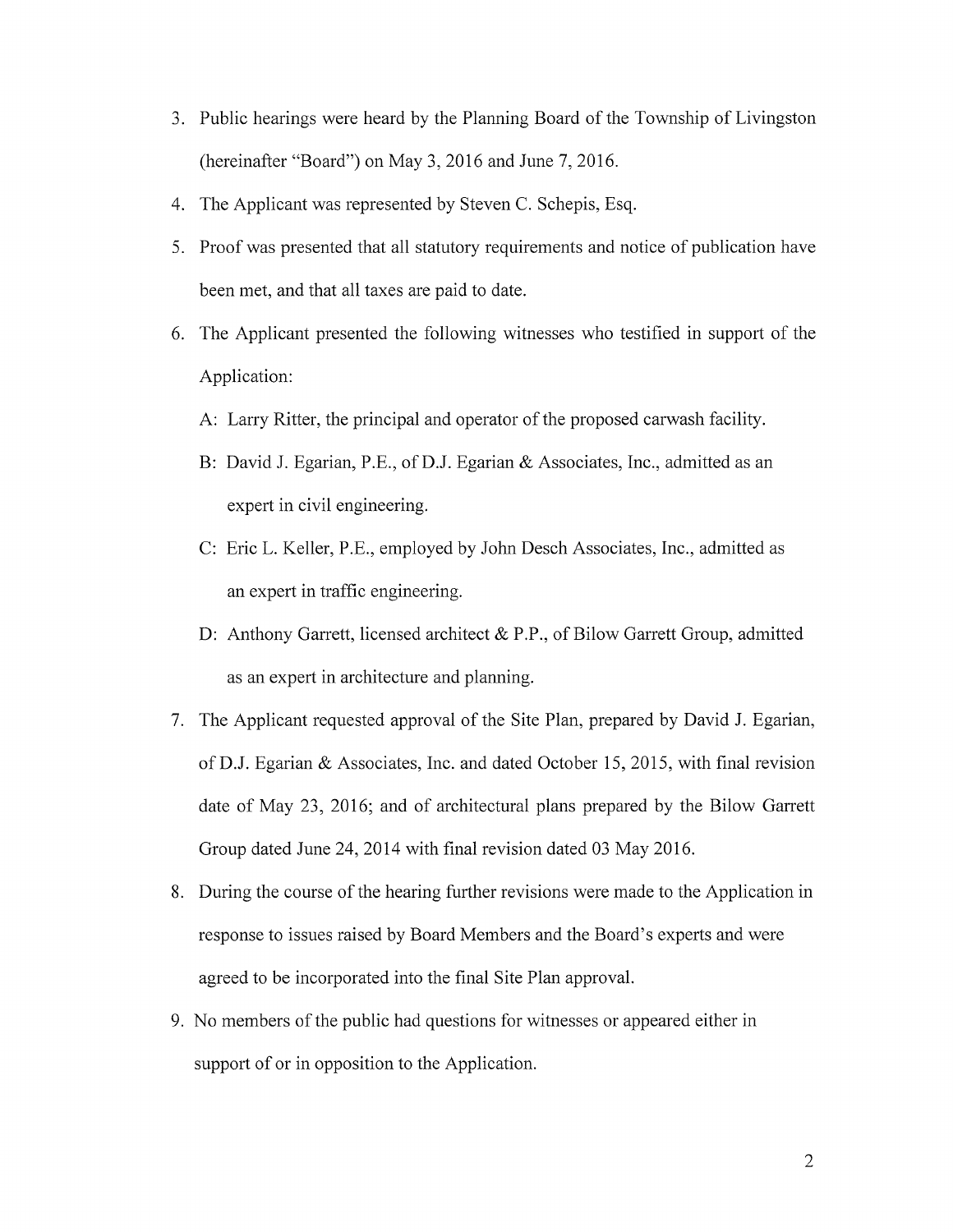3. Public hearings were heard by the Planning Board of the Township of Livingston (hereinafter "Board") on May 3, 2016 and June 7, 2016.
4. The Applicant was represented by Steven C. Schepis, Esq.
5. Proof was presented that all statutory requirements and notice of publication have been met, and that all taxes are paid to date.
6. The Applicant presented the following witnesses who testified in support of the Application:

   A: Larry Ritter, the principal and operator of the proposed carwash facility.

   B: David J. Egarian, P.E., of D.J. Egarian & Associates, Inc., admitted as an expert in civil engineering.

   C: Eric L. Keller, P.E., employed by John Desch Associates, Inc., admitted as an expert in traffic engineering.

   D: Anthony Garrett, licensed architect & P.P., of Bilow Garrett Group, admitted as an expert in architecture and planning.

7. The Applicant requested approval of the Site Plan, prepared by David J. Egarian, of D.J. Egarian & Associates, Inc. and dated October 15, 2015, with final revision date of May 23, 2016; and of architectural plans prepared by the Bilow Garrett Group dated June 24, 2014 with final revision dated 03 May 2016.
8. During the course of the hearing further revisions were made to the Application in response to issues raised by Board Members and the Board's experts and were agreed to be incorporated into the final Site Plan approval.
9. No members of the public had questions for witnesses or appeared either in support of or in opposition to the Application.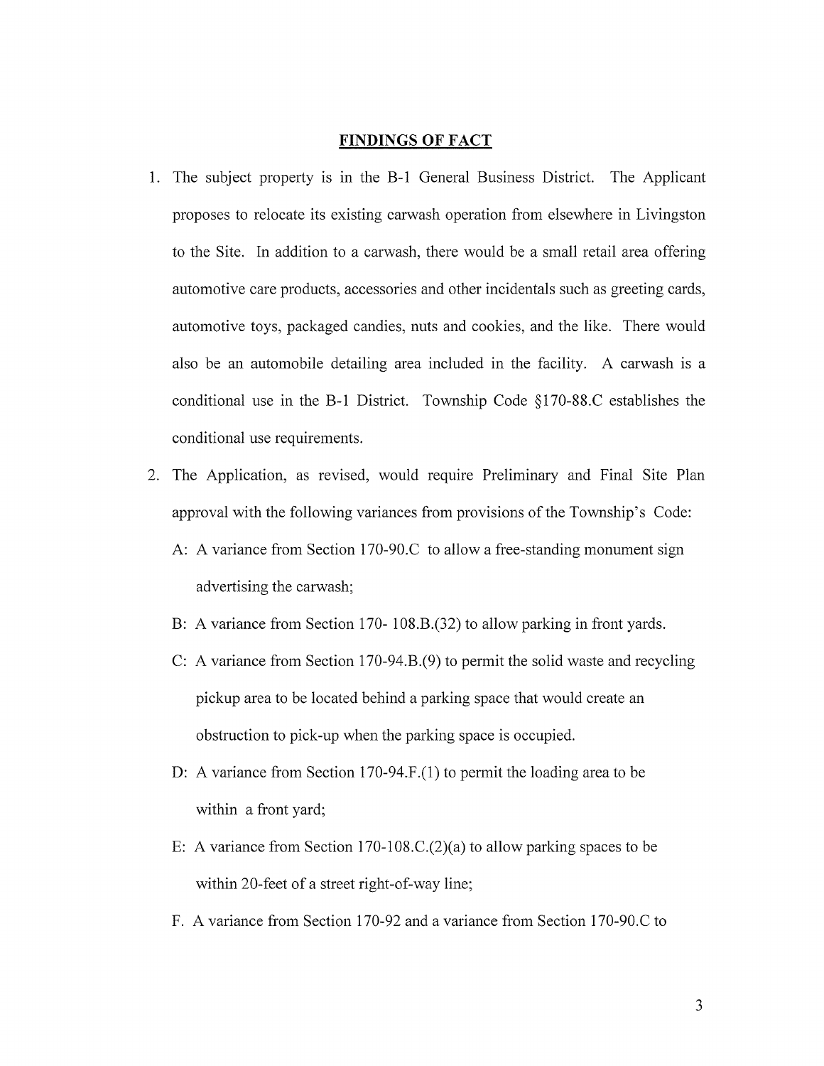## FINDINGS OF FACT

1. The subject property is in the B-1 General Business District. The Applicant proposes to relocate its existing carwash operation from elsewhere in Livingston to the Site. In addition to a carwash, there would be a small retail area offering automotive care products, accessories and other incidentals such as greeting cards, automotive toys, packaged candies, nuts and cookies, and the like. There would also be an automobile detailing area included in the facility. A carwash is a conditional use in the B-1 District. Township Code §170-88.C establishes the conditional use requirements.

2. The Application, as revised, would require Preliminary and Final Site Plan approval with the following variances from provisions of the Township's Code:

   A: A variance from Section 170-90.C to allow a free-standing monument sign advertising the carwash;

   B: A variance from Section 170- 108.B.(32) to allow parking in front yards.

   C: A variance from Section 170-94.B.(9) to permit the solid waste and recycling pickup area to be located behind a parking space that would create an obstruction to pick-up when the parking space is occupied.

   D: A variance from Section 170-94.F.(1) to permit the loading area to be within a front yard;

   E: A variance from Section 170-108.C.(2)(a) to allow parking spaces to be within 20-feet of a street right-of-way line;

   F. A variance from Section 170-92 and a variance from Section 170-90.C to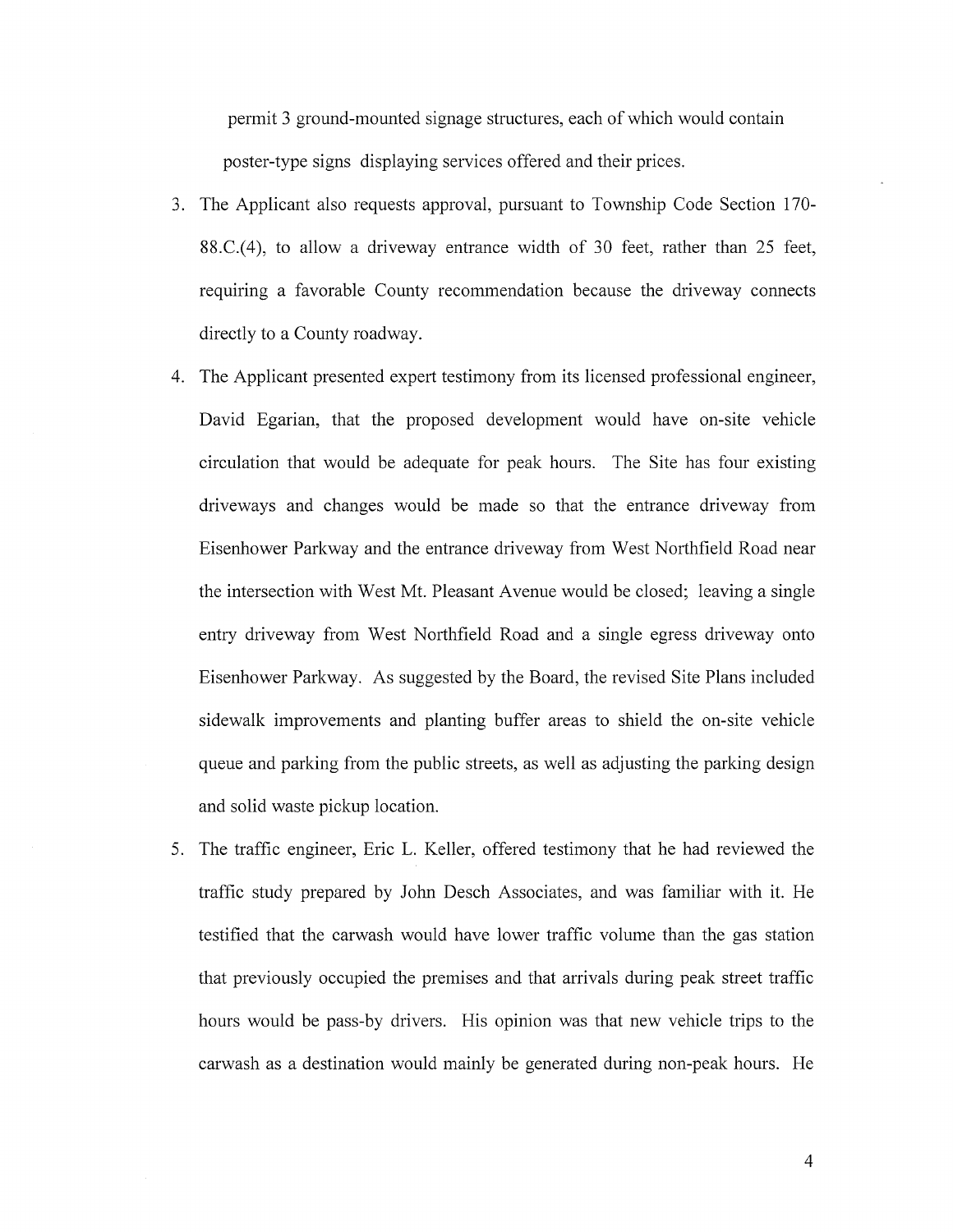permit 3 ground-mounted signage structures, each of which would contain poster-type signs displaying services offered and their prices.

3. The Applicant also requests approval, pursuant to Township Code Section 170-88.C.(4), to allow a driveway entrance width of 30 feet, rather than 25 feet, requiring a favorable County recommendation because the driveway connects directly to a County roadway.

4. The Applicant presented expert testimony from its licensed professional engineer, David Egarian, that the proposed development would have on-site vehicle circulation that would be adequate for peak hours. The Site has four existing driveways and changes would be made so that the entrance driveway from Eisenhower Parkway and the entrance driveway from West Northfield Road near the intersection with West Mt. Pleasant Avenue would be closed; leaving a single entry driveway from West Northfield Road and a single egress driveway onto Eisenhower Parkway. As suggested by the Board, the revised Site Plans included sidewalk improvements and planting buffer areas to shield the on-site vehicle queue and parking from the public streets, as well as adjusting the parking design and solid waste pickup location.

5. The traffic engineer, Eric L. Keller, offered testimony that he had reviewed the traffic study prepared by John Desch Associates, and was familiar with it. He testified that the carwash would have lower traffic volume than the gas station that previously occupied the premises and that arrivals during peak street traffic hours would be pass-by drivers. His opinion was that new vehicle trips to the carwash as a destination would mainly be generated during non-peak hours. He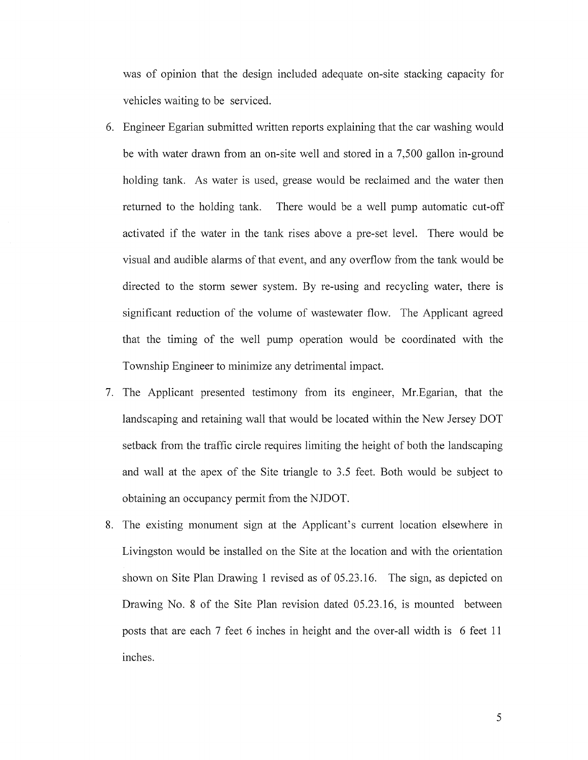was of opinion that the design included adequate on-site stacking capacity for vehicles waiting to be serviced.

6. Engineer Egarian submitted written reports explaining that the car washing would be with water drawn from an on-site well and stored in a 7,500 gallon in-ground holding tank. As water is used, grease would be reclaimed and the water then returned to the holding tank. There would be a well pump automatic cut-off activated if the water in the tank rises above a pre-set level. There would be visual and audible alarms of that event, and any overflow from the tank would be directed to the storm sewer system. By re-using and recycling water, there is significant reduction of the volume of wastewater flow. The Applicant agreed that the timing of the well pump operation would be coordinated with the Township Engineer to minimize any detrimental impact.

7. The Applicant presented testimony from its engineer, Mr.Egarian, that the landscaping and retaining wall that would be located within the New Jersey DOT setback from the traffic circle requires limiting the height of both the landscaping and wall at the apex of the Site triangle to 3.5 feet. Both would be subject to obtaining an occupancy permit from the NJDOT.

8. The existing monument sign at the Applicant's current location elsewhere in Livingston would be installed on the Site at the location and with the orientation shown on Site Plan Drawing 1 revised as of 05.23.16. The sign, as depicted on Drawing No. 8 of the Site Plan revision dated 05.23.16, is mounted between posts that are each 7 feet 6 inches in height and the over-all width is 6 feet 11 inches.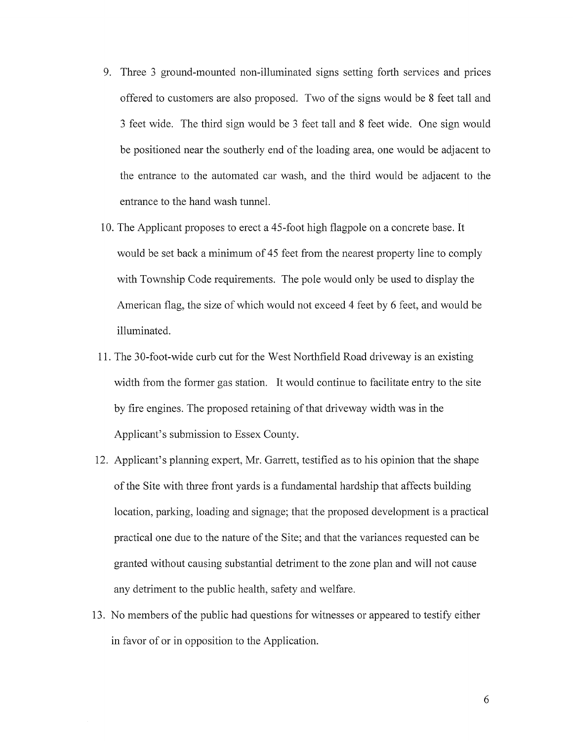9. Three 3 ground-mounted non-illuminated signs setting forth services and prices offered to customers are also proposed. Two of the signs would be 8 feet tall and 3 feet wide. The third sign would be 3 feet tall and 8 feet wide. One sign would be positioned near the southerly end of the loading area, one would be adjacent to the entrance to the automated car wash, and the third would be adjacent to the entrance to the hand wash tunnel.

10. The Applicant proposes to erect a 45-foot high flagpole on a concrete base. It would be set back a minimum of 45 feet from the nearest property line to comply with Township Code requirements. The pole would only be used to display the American flag, the size of which would not exceed 4 feet by 6 feet, and would be illuminated.

11. The 30-foot-wide curb cut for the West Northfield Road driveway is an existing width from the former gas station. It would continue to facilitate entry to the site by fire engines. The proposed retaining of that driveway width was in the Applicant's submission to Essex County.

12. Applicant's planning expert, Mr. Garrett, testified as to his opinion that the shape of the Site with three front yards is a fundamental hardship that affects building location, parking, loading and signage; that the proposed development is a practical practical one due to the nature of the Site; and that the variances requested can be granted without causing substantial detriment to the zone plan and will not cause any detriment to the public health, safety and welfare.

13. No members of the public had questions for witnesses or appeared to testify either in favor of or in opposition to the Application.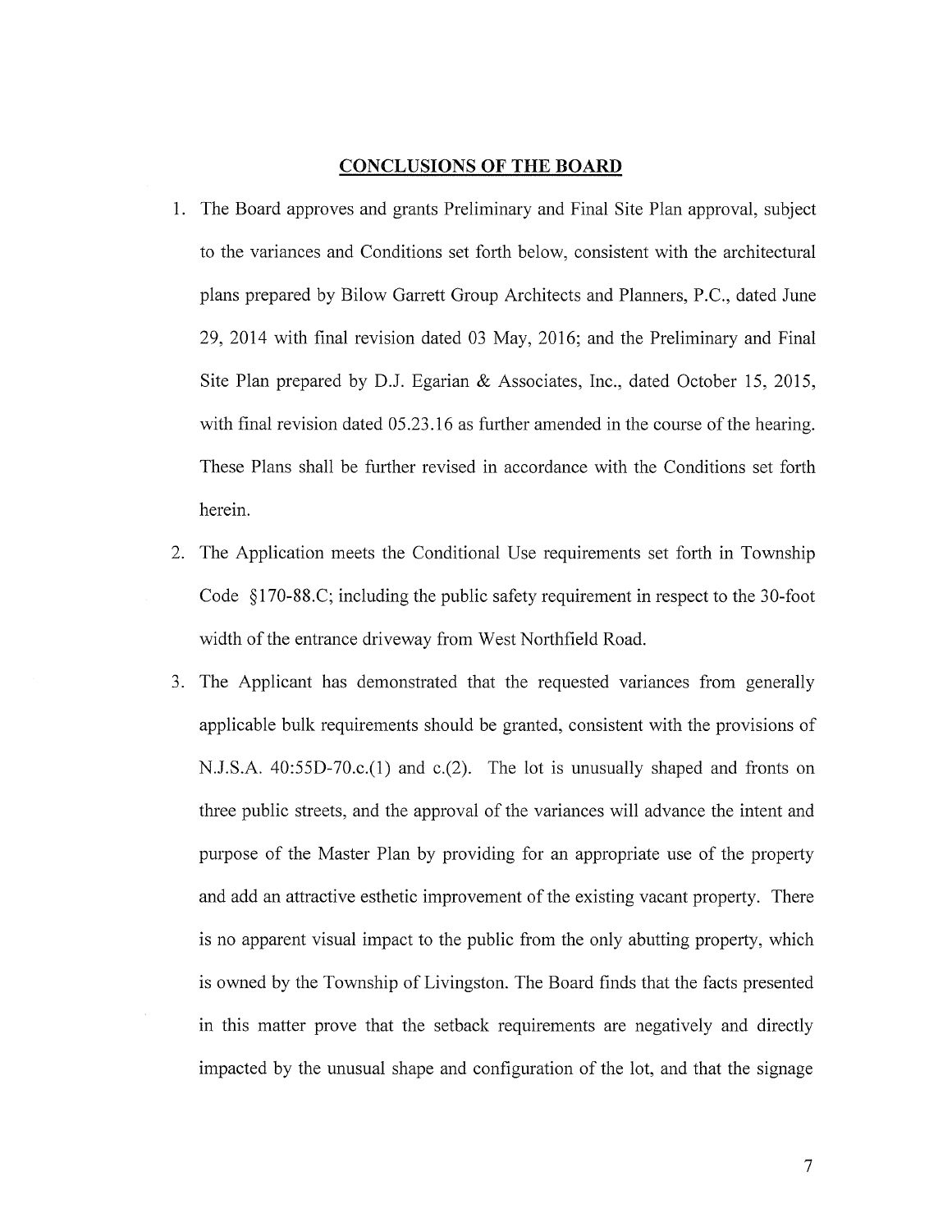## CONCLUSIONS OF THE BOARD

1. The Board approves and grants Preliminary and Final Site Plan approval, subject to the variances and Conditions set forth below, consistent with the architectural plans prepared by Bilow Garrett Group Architects and Planners, P.C., dated June 29, 2014 with final revision dated 03 May, 2016; and the Preliminary and Final Site Plan prepared by D.J. Egarian & Associates, Inc., dated October 15, 2015, with final revision dated 05.23.16 as further amended in the course of the hearing. These Plans shall be further revised in accordance with the Conditions set forth herein.

2. The Application meets the Conditional Use requirements set forth in Township Code §170-88.C; including the public safety requirement in respect to the 30-foot width of the entrance driveway from West Northfield Road.

3. The Applicant has demonstrated that the requested variances from generally applicable bulk requirements should be granted, consistent with the provisions of N.J.S.A. 40:55D-70.c.(1) and c.(2). The lot is unusually shaped and fronts on three public streets, and the approval of the variances will advance the intent and purpose of the Master Plan by providing for an appropriate use of the property and add an attractive esthetic improvement of the existing vacant property. There is no apparent visual impact to the public from the only abutting property, which is owned by the Township of Livingston. The Board finds that the facts presented in this matter prove that the setback requirements are negatively and directly impacted by the unusual shape and configuration of the lot, and that the signage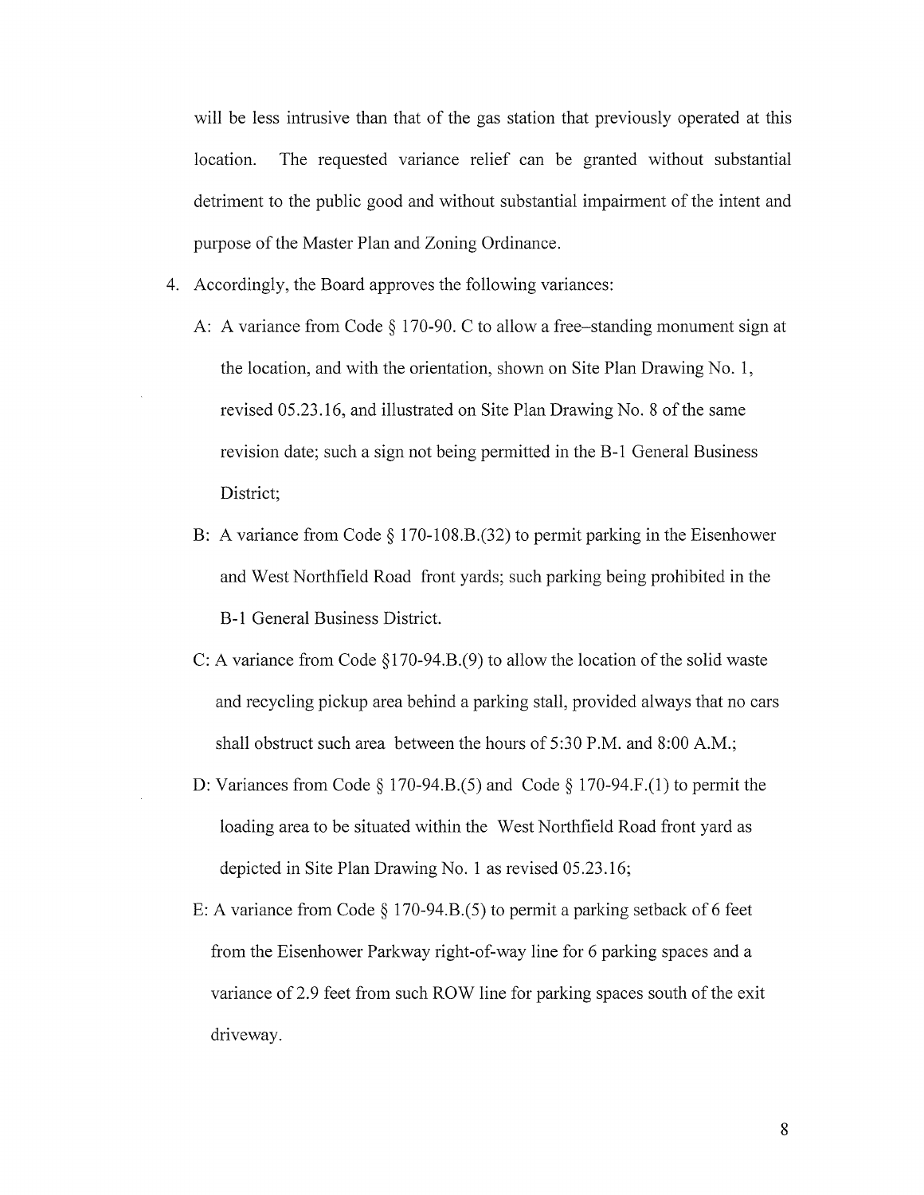will be less intrusive than that of the gas station that previously operated at this location. The requested variance relief can be granted without substantial detriment to the public good and without substantial impairment of the intent and purpose of the Master Plan and Zoning Ordinance.

4. Accordingly, the Board approves the following variances:

   A: A variance from Code § 170-90. C to allow a free–standing monument sign at the location, and with the orientation, shown on Site Plan Drawing No. 1, revised 05.23.16, and illustrated on Site Plan Drawing No. 8 of the same revision date; such a sign not being permitted in the B-1 General Business District;

   B: A variance from Code § 170-108.B.(32) to permit parking in the Eisenhower and West Northfield Road front yards; such parking being prohibited in the B-1 General Business District.

   C: A variance from Code §170-94.B.(9) to allow the location of the solid waste and recycling pickup area behind a parking stall, provided always that no cars shall obstruct such area between the hours of 5:30 P.M. and 8:00 A.M.;

   D: Variances from Code § 170-94.B.(5) and Code § 170-94.F.(1) to permit the loading area to be situated within the West Northfield Road front yard as depicted in Site Plan Drawing No. 1 as revised 05.23.16;

   E: A variance from Code § 170-94.B.(5) to permit a parking setback of 6 feet from the Eisenhower Parkway right-of-way line for 6 parking spaces and a variance of 2.9 feet from such ROW line for parking spaces south of the exit driveway.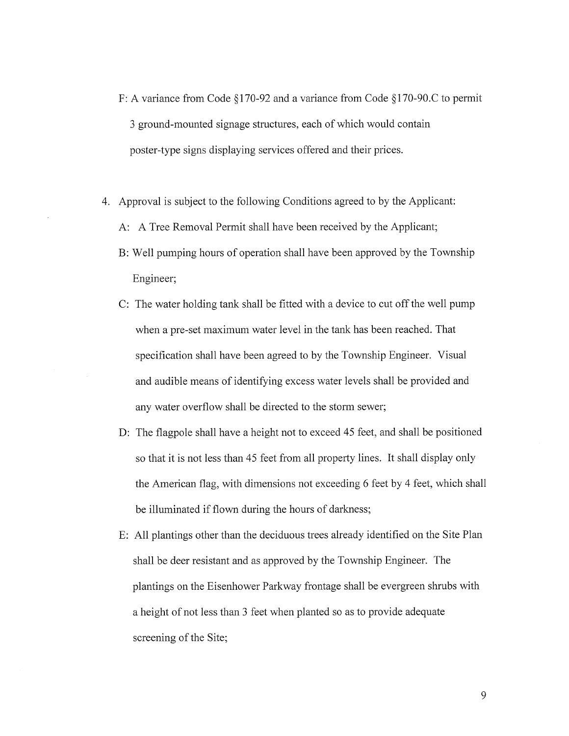F: A variance from Code §170-92 and a variance from Code §170-90.C to permit 3 ground-mounted signage structures, each of which would contain poster-type signs displaying services offered and their prices.

4. Approval is subject to the following Conditions agreed to by the Applicant:

   A: A Tree Removal Permit shall have been received by the Applicant;

   B: Well pumping hours of operation shall have been approved by the Township Engineer;

   C: The water holding tank shall be fitted with a device to cut off the well pump when a pre-set maximum water level in the tank has been reached. That specification shall have been agreed to by the Township Engineer. Visual and audible means of identifying excess water levels shall be provided and any water overflow shall be directed to the storm sewer;

   D: The flagpole shall have a height not to exceed 45 feet, and shall be positioned so that it is not less than 45 feet from all property lines. It shall display only the American flag, with dimensions not exceeding 6 feet by 4 feet, which shall be illuminated if flown during the hours of darkness;

   E: All plantings other than the deciduous trees already identified on the Site Plan shall be deer resistant and as approved by the Township Engineer. The plantings on the Eisenhower Parkway frontage shall be evergreen shrubs with a height of not less than 3 feet when planted so as to provide adequate screening of the Site;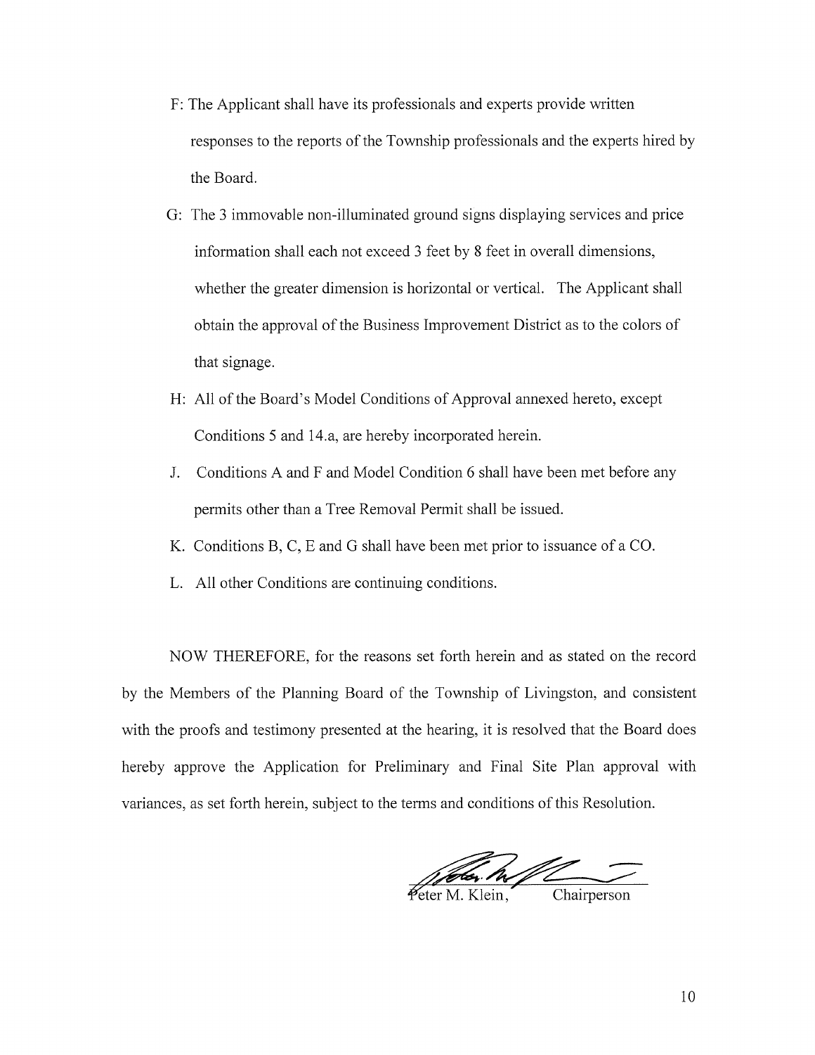F: The Applicant shall have its professionals and experts provide written responses to the reports of the Township professionals and the experts hired by the Board.

G: The 3 immovable non-illuminated ground signs displaying services and price information shall each not exceed 3 feet by 8 feet in overall dimensions, whether the greater dimension is horizontal or vertical. The Applicant shall obtain the approval of the Business Improvement District as to the colors of that signage.

H: All of the Board's Model Conditions of Approval annexed hereto, except Conditions 5 and 14.a, are hereby incorporated herein.

J. Conditions A and F and Model Condition 6 shall have been met before any permits other than a Tree Removal Permit shall be issued.

K. Conditions B, C, E and G shall have been met prior to issuance of a CO.

L. All other Conditions are continuing conditions.

NOW THEREFORE, for the reasons set forth herein and as stated on the record by the Members of the Planning Board of the Township of Livingston, and consistent with the proofs and testimony presented at the hearing, it is resolved that the Board does hereby approve the Application for Preliminary and Final Site Plan approval with variances, as set forth herein, subject to the terms and conditions of this Resolution.

Peter M. Klein, Chairperson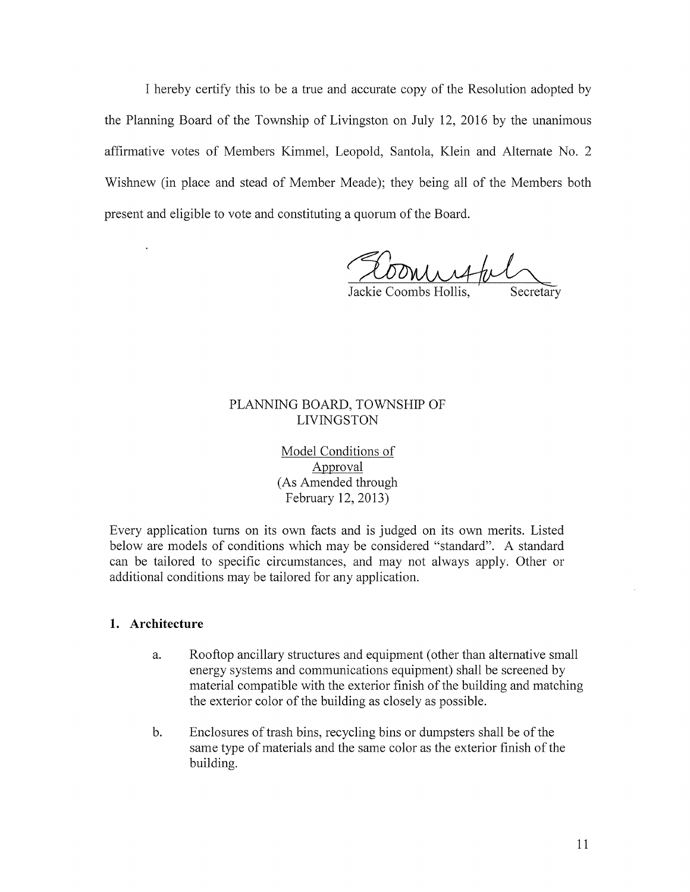I hereby certify this to be a true and accurate copy of the Resolution adopted by the Planning Board of the Township of Livingston on July 12, 2016 by the unanimous affirmative votes of Members Kimmel, Leopold, Santola, Klein and Alternate No. 2 Wishnew (in place and stead of Member Meade); they being all of the Members both present and eligible to vote and constituting a quorum of the Board.

Jackie Coombs Hollis, Secretary

PLANNING BOARD, TOWNSHIP OF LIVINGSTON

Model Conditions of Approval
(As Amended through February 12, 2013)

Every application turns on its own facts and is judged on its own merits. Listed below are models of conditions which may be considered "standard". A standard can be tailored to specific circumstances, and may not always apply. Other or additional conditions may be tailored for any application.

**1. Architecture**

a. Rooftop ancillary structures and equipment (other than alternative small energy systems and communications equipment) shall be screened by material compatible with the exterior finish of the building and matching the exterior color of the building as closely as possible.

b. Enclosures of trash bins, recycling bins or dumpsters shall be of the same type of materials and the same color as the exterior finish of the building.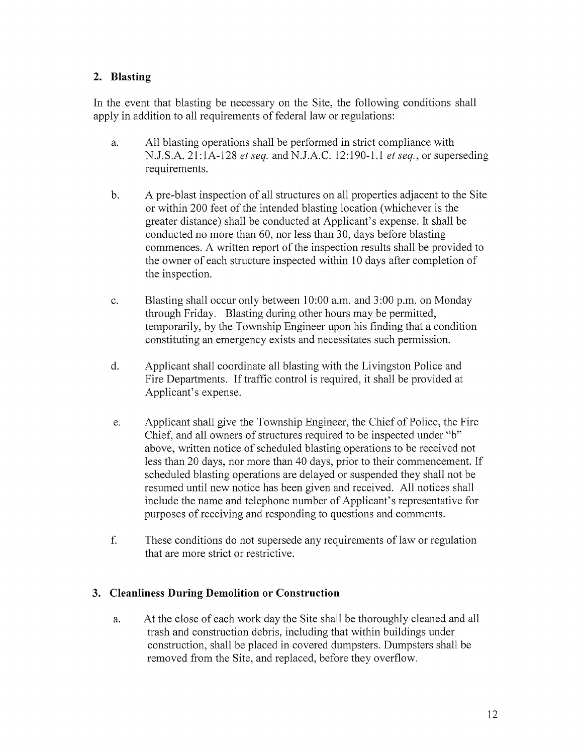## 2. Blasting

In the event that blasting be necessary on the Site, the following conditions shall apply in addition to all requirements of federal law or regulations:

a. All blasting operations shall be performed in strict compliance with N.J.S.A. 21:1A-128 *et seq.* and N.J.A.C. 12:190-1.1 *et seq.*, or superseding requirements.

b. A pre-blast inspection of all structures on all properties adjacent to the Site or within 200 feet of the intended blasting location (whichever is the greater distance) shall be conducted at Applicant's expense. It shall be conducted no more than 60, nor less than 30, days before blasting commences. A written report of the inspection results shall be provided to the owner of each structure inspected within 10 days after completion of the inspection.

c. Blasting shall occur only between 10:00 a.m. and 3:00 p.m. on Monday through Friday. Blasting during other hours may be permitted, temporarily, by the Township Engineer upon his finding that a condition constituting an emergency exists and necessitates such permission.

d. Applicant shall coordinate all blasting with the Livingston Police and Fire Departments. If traffic control is required, it shall be provided at Applicant's expense.

e. Applicant shall give the Township Engineer, the Chief of Police, the Fire Chief, and all owners of structures required to be inspected under "b" above, written notice of scheduled blasting operations to be received not less than 20 days, nor more than 40 days, prior to their commencement. If scheduled blasting operations are delayed or suspended they shall not be resumed until new notice has been given and received. All notices shall include the name and telephone number of Applicant's representative for purposes of receiving and responding to questions and comments.

f. These conditions do not supersede any requirements of law or regulation that are more strict or restrictive.

## 3. Cleanliness During Demolition or Construction

a. At the close of each work day the Site shall be thoroughly cleaned and all trash and construction debris, including that within buildings under construction, shall be placed in covered dumpsters. Dumpsters shall be removed from the Site, and replaced, before they overflow.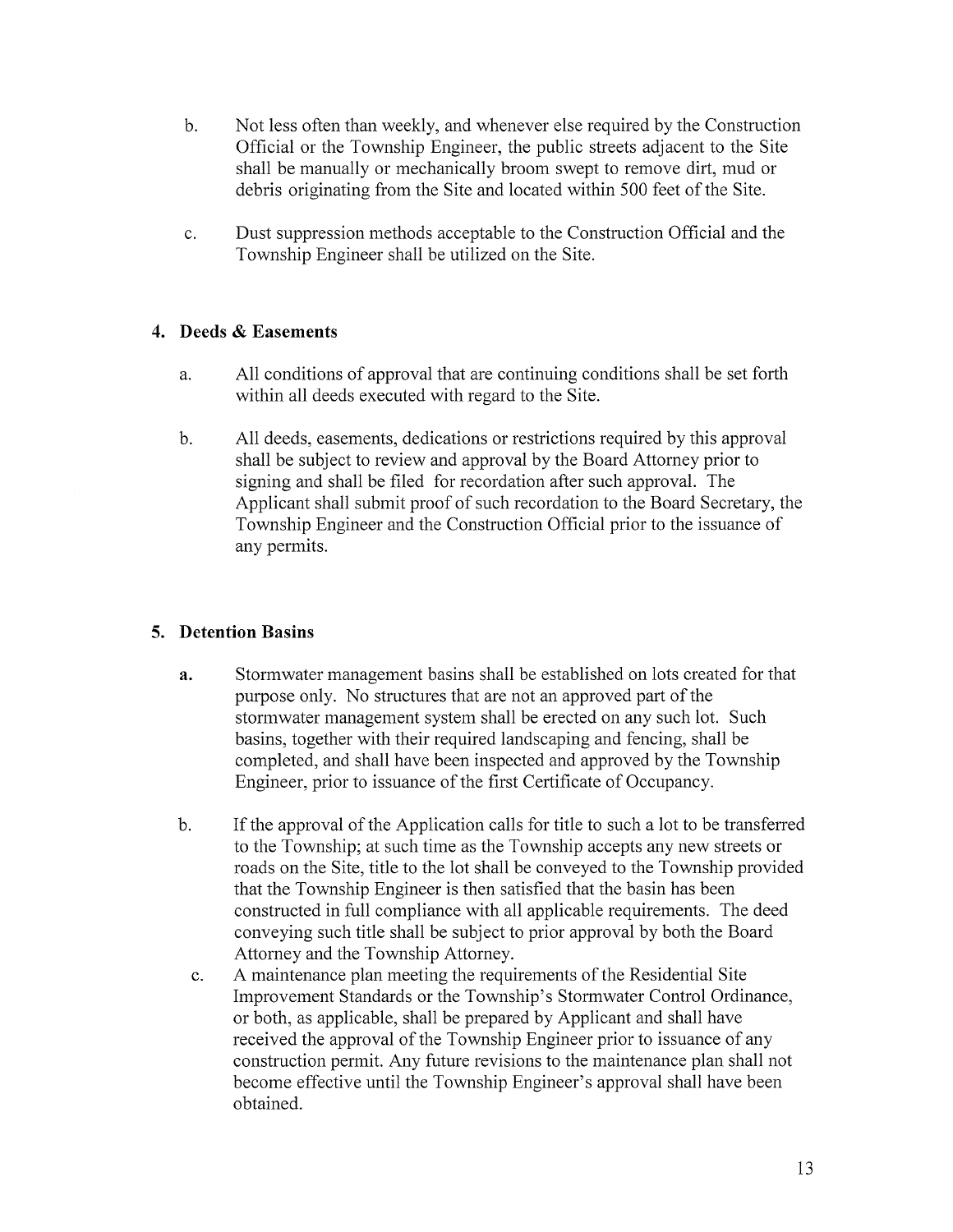b. Not less often than weekly, and whenever else required by the Construction Official or the Township Engineer, the public streets adjacent to the Site shall be manually or mechanically broom swept to remove dirt, mud or debris originating from the Site and located within 500 feet of the Site.

c. Dust suppression methods acceptable to the Construction Official and the Township Engineer shall be utilized on the Site.

## 4. Deeds & Easements

a. All conditions of approval that are continuing conditions shall be set forth within all deeds executed with regard to the Site.

b. All deeds, easements, dedications or restrictions required by this approval shall be subject to review and approval by the Board Attorney prior to signing and shall be filed for recordation after such approval. The Applicant shall submit proof of such recordation to the Board Secretary, the Township Engineer and the Construction Official prior to the issuance of any permits.

## 5. Detention Basins

**a.** Stormwater management basins shall be established on lots created for that purpose only. No structures that are not an approved part of the stormwater management system shall be erected on any such lot. Such basins, together with their required landscaping and fencing, shall be completed, and shall have been inspected and approved by the Township Engineer, prior to issuance of the first Certificate of Occupancy.

b. If the approval of the Application calls for title to such a lot to be transferred to the Township; at such time as the Township accepts any new streets or roads on the Site, title to the lot shall be conveyed to the Township provided that the Township Engineer is then satisfied that the basin has been constructed in full compliance with all applicable requirements. The deed conveying such title shall be subject to prior approval by both the Board Attorney and the Township Attorney.

c. A maintenance plan meeting the requirements of the Residential Site Improvement Standards or the Township's Stormwater Control Ordinance, or both, as applicable, shall be prepared by Applicant and shall have received the approval of the Township Engineer prior to issuance of any construction permit. Any future revisions to the maintenance plan shall not become effective until the Township Engineer's approval shall have been obtained.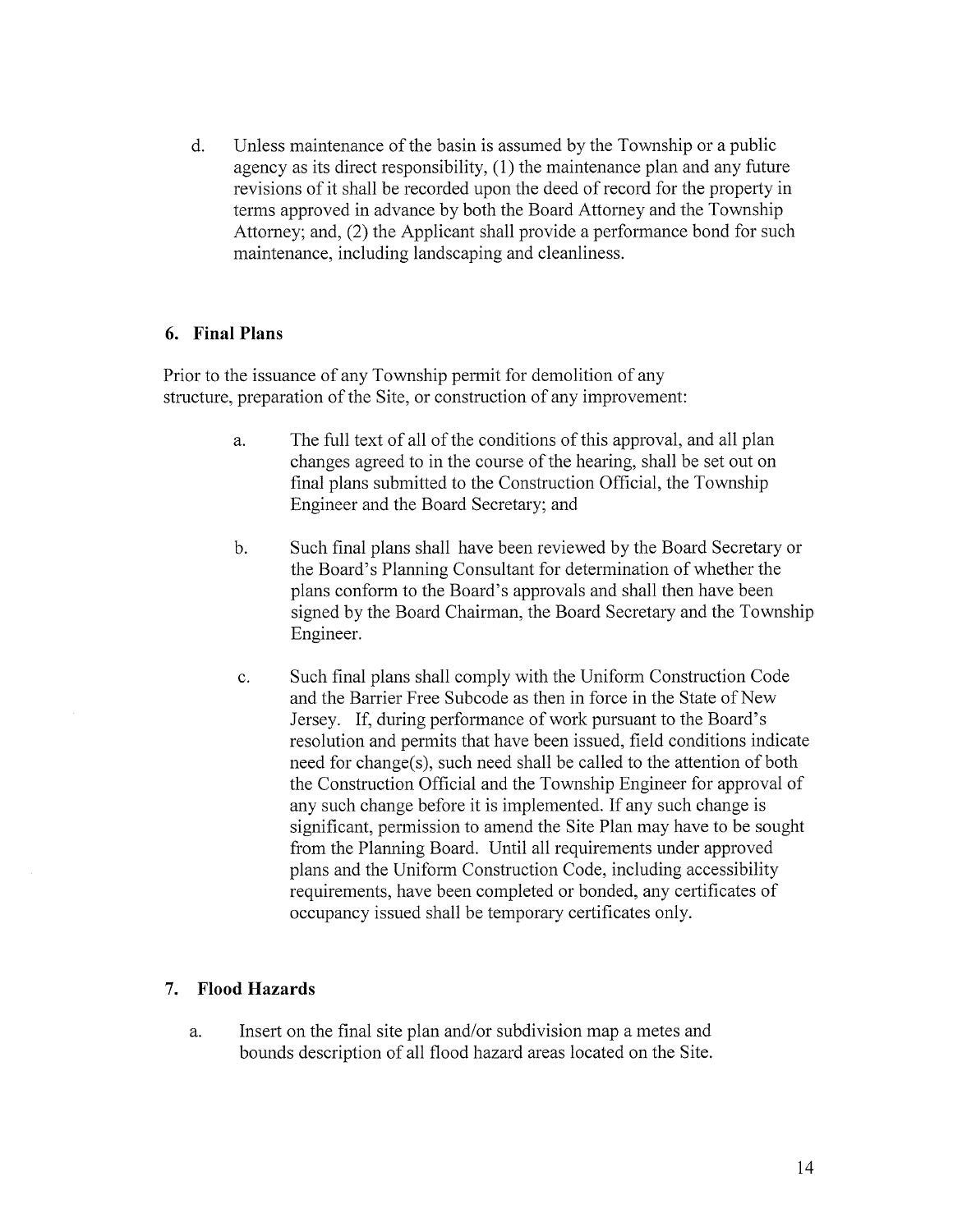d. Unless maintenance of the basin is assumed by the Township or a public agency as its direct responsibility, (1) the maintenance plan and any future revisions of it shall be recorded upon the deed of record for the property in terms approved in advance by both the Board Attorney and the Township Attorney; and, (2) the Applicant shall provide a performance bond for such maintenance, including landscaping and cleanliness.

## 6. Final Plans

Prior to the issuance of any Township permit for demolition of any structure, preparation of the Site, or construction of any improvement:

a. The full text of all of the conditions of this approval, and all plan changes agreed to in the course of the hearing, shall be set out on final plans submitted to the Construction Official, the Township Engineer and the Board Secretary; and

b. Such final plans shall have been reviewed by the Board Secretary or the Board's Planning Consultant for determination of whether the plans conform to the Board's approvals and shall then have been signed by the Board Chairman, the Board Secretary and the Township Engineer.

c. Such final plans shall comply with the Uniform Construction Code and the Barrier Free Subcode as then in force in the State of New Jersey. If, during performance of work pursuant to the Board's resolution and permits that have been issued, field conditions indicate need for change(s), such need shall be called to the attention of both the Construction Official and the Township Engineer for approval of any such change before it is implemented. If any such change is significant, permission to amend the Site Plan may have to be sought from the Planning Board. Until all requirements under approved plans and the Uniform Construction Code, including accessibility requirements, have been completed or bonded, any certificates of occupancy issued shall be temporary certificates only.

## 7. Flood Hazards

a. Insert on the final site plan and/or subdivision map a metes and bounds description of all flood hazard areas located on the Site.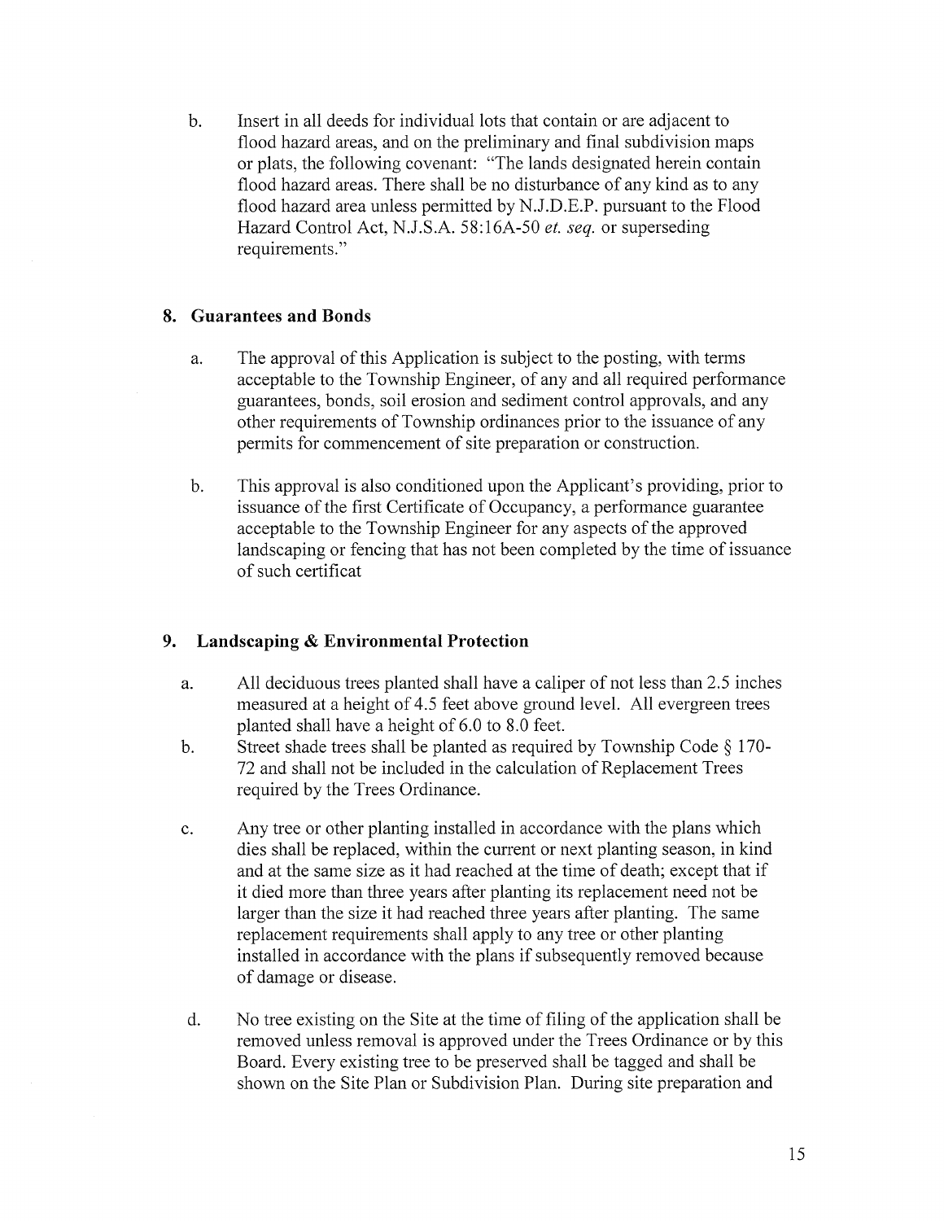b. Insert in all deeds for individual lots that contain or are adjacent to flood hazard areas, and on the preliminary and final subdivision maps or plats, the following covenant: "The lands designated herein contain flood hazard areas. There shall be no disturbance of any kind as to any flood hazard area unless permitted by N.J.D.E.P. pursuant to the Flood Hazard Control Act, N.J.S.A. 58:16A-50 *et. seq.* or superseding requirements."

## 8. Guarantees and Bonds

a. The approval of this Application is subject to the posting, with terms acceptable to the Township Engineer, of any and all required performance guarantees, bonds, soil erosion and sediment control approvals, and any other requirements of Township ordinances prior to the issuance of any permits for commencement of site preparation or construction.

b. This approval is also conditioned upon the Applicant's providing, prior to issuance of the first Certificate of Occupancy, a performance guarantee acceptable to the Township Engineer for any aspects of the approved landscaping or fencing that has not been completed by the time of issuance of such certificat

## 9. Landscaping & Environmental Protection

a. All deciduous trees planted shall have a caliper of not less than 2.5 inches measured at a height of 4.5 feet above ground level. All evergreen trees planted shall have a height of 6.0 to 8.0 feet.

b. Street shade trees shall be planted as required by Township Code § 170-72 and shall not be included in the calculation of Replacement Trees required by the Trees Ordinance.

c. Any tree or other planting installed in accordance with the plans which dies shall be replaced, within the current or next planting season, in kind and at the same size as it had reached at the time of death; except that if it died more than three years after planting its replacement need not be larger than the size it had reached three years after planting. The same replacement requirements shall apply to any tree or other planting installed in accordance with the plans if subsequently removed because of damage or disease.

d. No tree existing on the Site at the time of filing of the application shall be removed unless removal is approved under the Trees Ordinance or by this Board. Every existing tree to be preserved shall be tagged and shall be shown on the Site Plan or Subdivision Plan. During site preparation and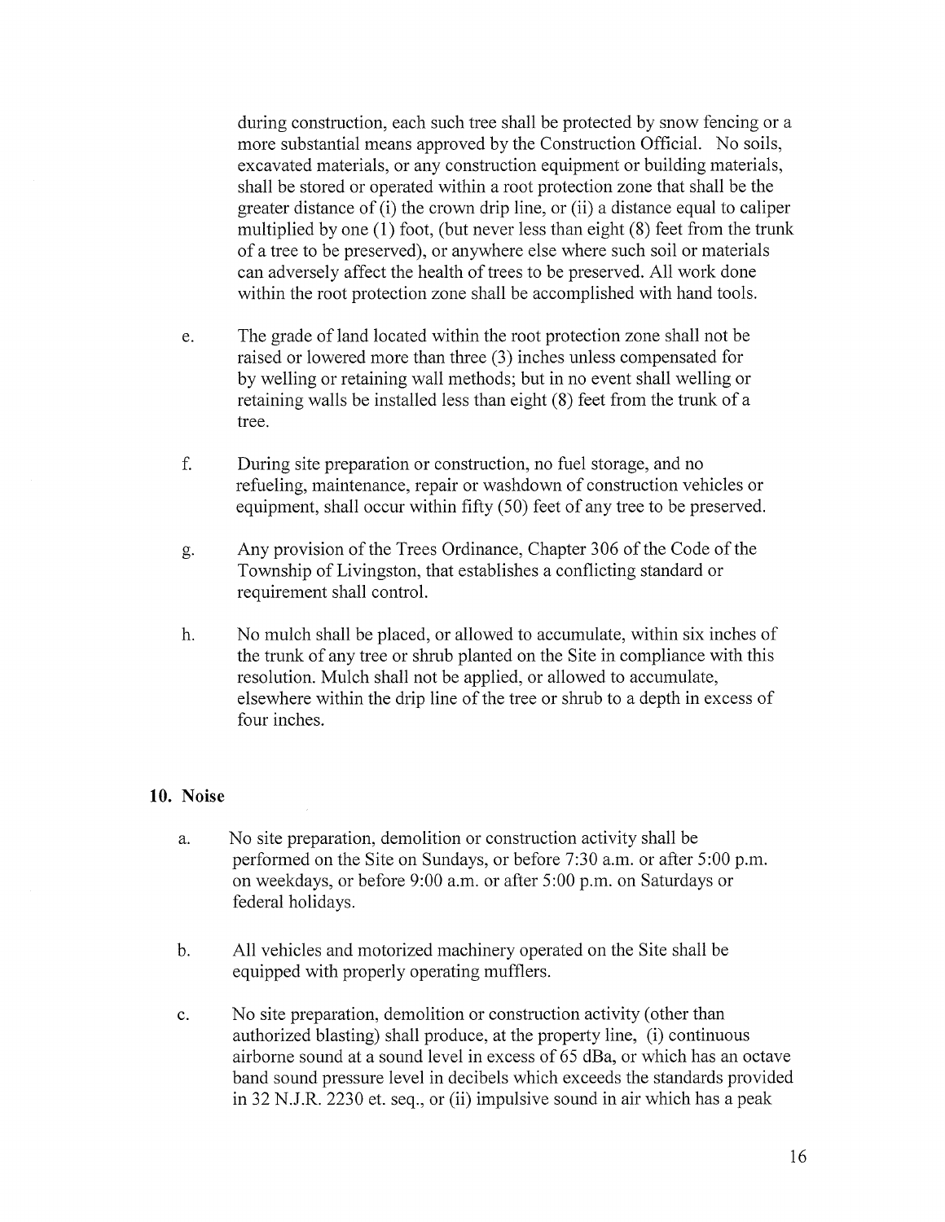during construction, each such tree shall be protected by snow fencing or a more substantial means approved by the Construction Official. No soils, excavated materials, or any construction equipment or building materials, shall be stored or operated within a root protection zone that shall be the greater distance of (i) the crown drip line, or (ii) a distance equal to caliper multiplied by one (1) foot, (but never less than eight (8) feet from the trunk of a tree to be preserved), or anywhere else where such soil or materials can adversely affect the health of trees to be preserved. All work done within the root protection zone shall be accomplished with hand tools.

e. The grade of land located within the root protection zone shall not be raised or lowered more than three (3) inches unless compensated for by welling or retaining wall methods; but in no event shall welling or retaining walls be installed less than eight (8) feet from the trunk of a tree.

f. During site preparation or construction, no fuel storage, and no refueling, maintenance, repair or washdown of construction vehicles or equipment, shall occur within fifty (50) feet of any tree to be preserved.

g. Any provision of the Trees Ordinance, Chapter 306 of the Code of the Township of Livingston, that establishes a conflicting standard or requirement shall control.

h. No mulch shall be placed, or allowed to accumulate, within six inches of the trunk of any tree or shrub planted on the Site in compliance with this resolution. Mulch shall not be applied, or allowed to accumulate, elsewhere within the drip line of the tree or shrub to a depth in excess of four inches.

## 10. Noise

a. No site preparation, demolition or construction activity shall be performed on the Site on Sundays, or before 7:30 a.m. or after 5:00 p.m. on weekdays, or before 9:00 a.m. or after 5:00 p.m. on Saturdays or federal holidays.

b. All vehicles and motorized machinery operated on the Site shall be equipped with properly operating mufflers.

c. No site preparation, demolition or construction activity (other than authorized blasting) shall produce, at the property line, (i) continuous airborne sound at a sound level in excess of 65 dBa, or which has an octave band sound pressure level in decibels which exceeds the standards provided in 32 N.J.R. 2230 et. seq., or (ii) impulsive sound in air which has a peak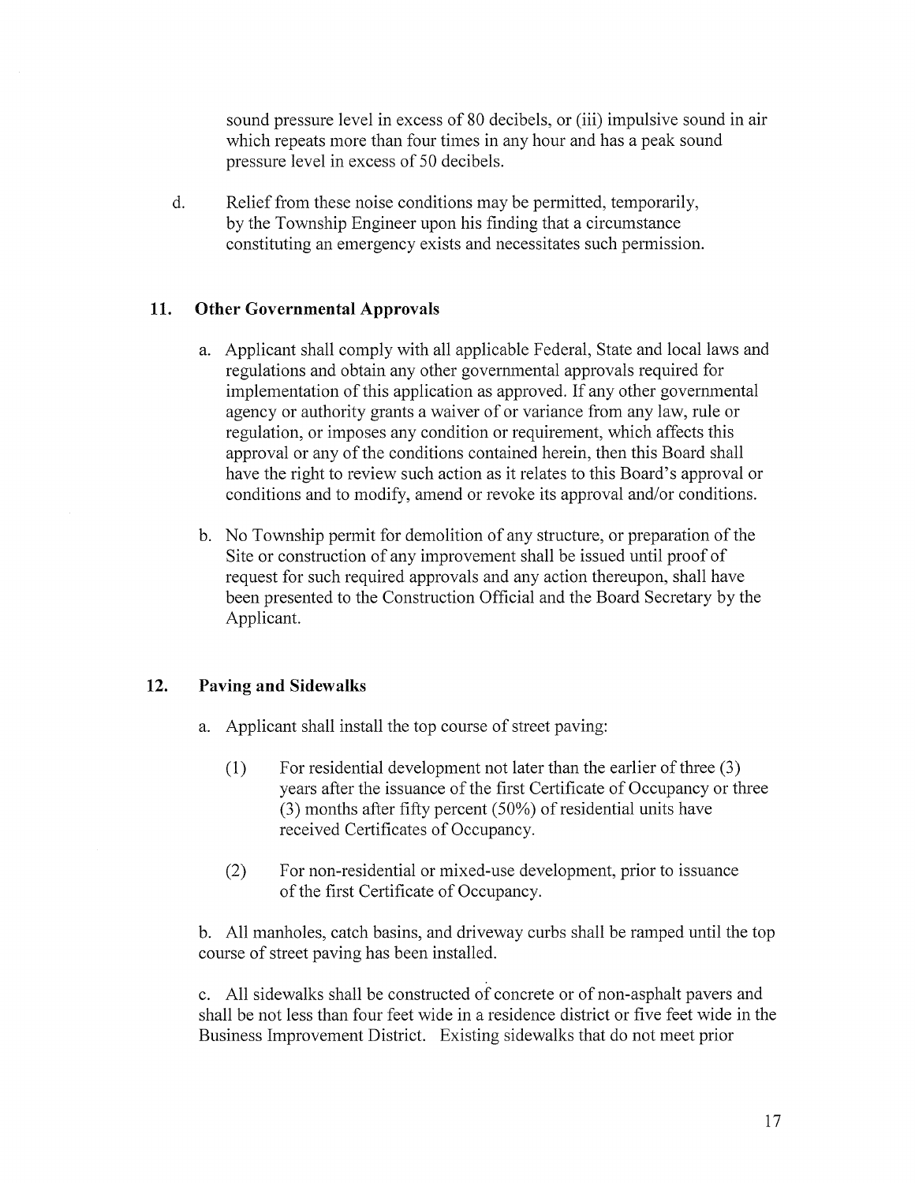sound pressure level in excess of 80 decibels, or (iii) impulsive sound in air which repeats more than four times in any hour and has a peak sound pressure level in excess of 50 decibels.

d. Relief from these noise conditions may be permitted, temporarily, by the Township Engineer upon his finding that a circumstance constituting an emergency exists and necessitates such permission.

## 11. Other Governmental Approvals

a. Applicant shall comply with all applicable Federal, State and local laws and regulations and obtain any other governmental approvals required for implementation of this application as approved. If any other governmental agency or authority grants a waiver of or variance from any law, rule or regulation, or imposes any condition or requirement, which affects this approval or any of the conditions contained herein, then this Board shall have the right to review such action as it relates to this Board's approval or conditions and to modify, amend or revoke its approval and/or conditions.

b. No Township permit for demolition of any structure, or preparation of the Site or construction of any improvement shall be issued until proof of request for such required approvals and any action thereupon, shall have been presented to the Construction Official and the Board Secretary by the Applicant.

## 12. Paving and Sidewalks

a. Applicant shall install the top course of street paving:

(1) For residential development not later than the earlier of three (3) years after the issuance of the first Certificate of Occupancy or three (3) months after fifty percent (50%) of residential units have received Certificates of Occupancy.

(2) For non-residential or mixed-use development, prior to issuance of the first Certificate of Occupancy.

b. All manholes, catch basins, and driveway curbs shall be ramped until the top course of street paving has been installed.

c. All sidewalks shall be constructed of concrete or of non-asphalt pavers and shall be not less than four feet wide in a residence district or five feet wide in the Business Improvement District. Existing sidewalks that do not meet prior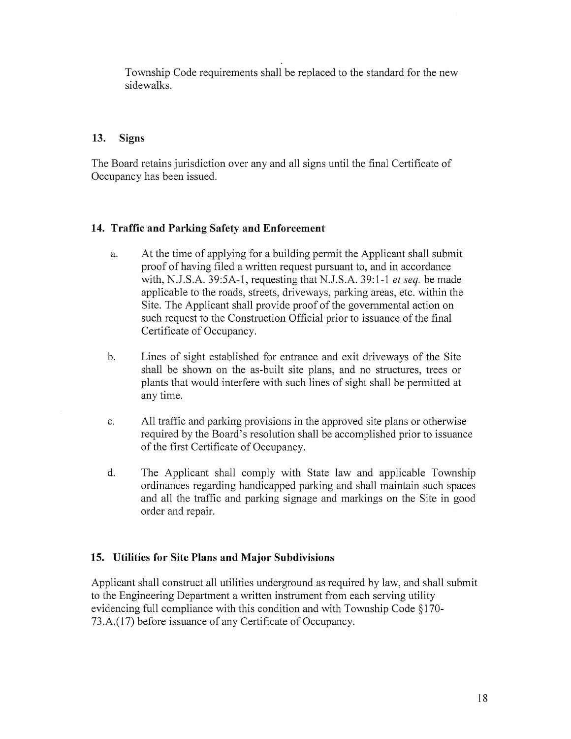Township Code requirements shall be replaced to the standard for the new sidewalks.

## 13. Signs

The Board retains jurisdiction over any and all signs until the final Certificate of Occupancy has been issued.

## 14. Traffic and Parking Safety and Enforcement

a. At the time of applying for a building permit the Applicant shall submit proof of having filed a written request pursuant to, and in accordance with, N.J.S.A. 39:5A-1, requesting that N.J.S.A. 39:1-1 *et seq.* be made applicable to the roads, streets, driveways, parking areas, etc. within the Site. The Applicant shall provide proof of the governmental action on such request to the Construction Official prior to issuance of the final Certificate of Occupancy.

b. Lines of sight established for entrance and exit driveways of the Site shall be shown on the as-built site plans, and no structures, trees or plants that would interfere with such lines of sight shall be permitted at any time.

c. All traffic and parking provisions in the approved site plans or otherwise required by the Board's resolution shall be accomplished prior to issuance of the first Certificate of Occupancy.

d. The Applicant shall comply with State law and applicable Township ordinances regarding handicapped parking and shall maintain such spaces and all the traffic and parking signage and markings on the Site in good order and repair.

## 15. Utilities for Site Plans and Major Subdivisions

Applicant shall construct all utilities underground as required by law, and shall submit to the Engineering Department a written instrument from each serving utility evidencing full compliance with this condition and with Township Code §170-73.A.(17) before issuance of any Certificate of Occupancy.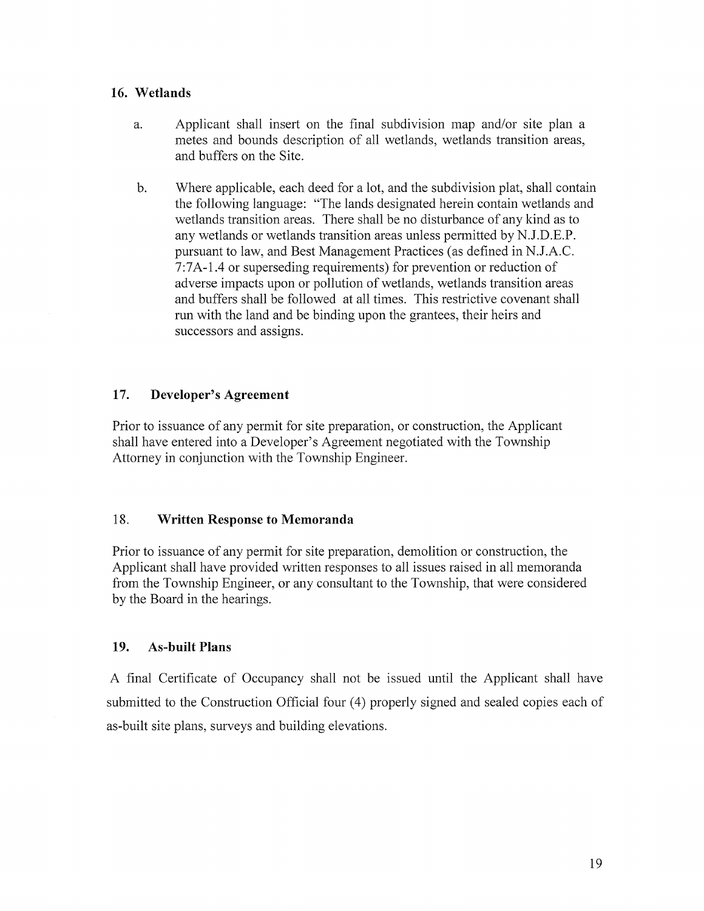## 16. Wetlands

a. Applicant shall insert on the final subdivision map and/or site plan a metes and bounds description of all wetlands, wetlands transition areas, and buffers on the Site.

b. Where applicable, each deed for a lot, and the subdivision plat, shall contain the following language: "The lands designated herein contain wetlands and wetlands transition areas. There shall be no disturbance of any kind as to any wetlands or wetlands transition areas unless permitted by N.J.D.E.P. pursuant to law, and Best Management Practices (as defined in N.J.A.C. 7:7A-1.4 or superseding requirements) for prevention or reduction of adverse impacts upon or pollution of wetlands, wetlands transition areas and buffers shall be followed at all times. This restrictive covenant shall run with the land and be binding upon the grantees, their heirs and successors and assigns.

## 17. Developer's Agreement

Prior to issuance of any permit for site preparation, or construction, the Applicant shall have entered into a Developer's Agreement negotiated with the Township Attorney in conjunction with the Township Engineer.

## 18. Written Response to Memoranda

Prior to issuance of any permit for site preparation, demolition or construction, the Applicant shall have provided written responses to all issues raised in all memoranda from the Township Engineer, or any consultant to the Township, that were considered by the Board in the hearings.

## 19. As-built Plans

A final Certificate of Occupancy shall not be issued until the Applicant shall have submitted to the Construction Official four (4) properly signed and sealed copies each of as-built site plans, surveys and building elevations.